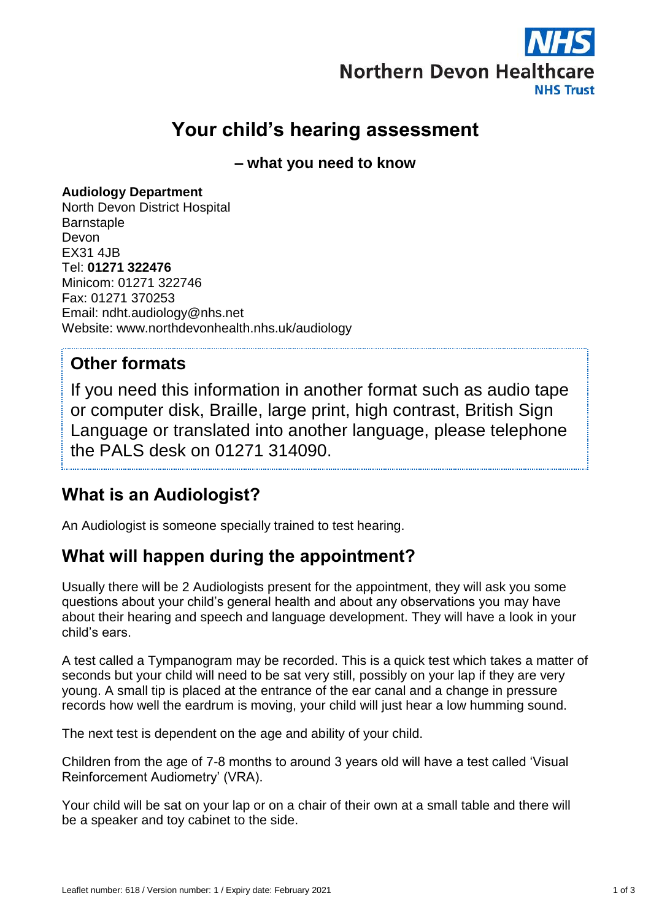NHS
Northern Devon Healthcare
NHS Trust

# Your child's hearing assessment

### – what you need to know

**Audiology Department**
North Devon District Hospital
Barnstaple
Devon
EX31 4JB
Tel: **01271 322476**
Minicom: 01271 322746
Fax: 01271 370253
Email: ndht.audiology@nhs.net
Website: www.northdevonhealth.nhs.uk/audiology

## Other formats

If you need this information in another format such as audio tape or computer disk, Braille, large print, high contrast, British Sign Language or translated into another language, please telephone the PALS desk on 01271 314090.

## What is an Audiologist?

An Audiologist is someone specially trained to test hearing.

## What will happen during the appointment?

Usually there will be 2 Audiologists present for the appointment, they will ask you some questions about your child's general health and about any observations you may have about their hearing and speech and language development. They will have a look in your child's ears.

A test called a Tympanogram may be recorded. This is a quick test which takes a matter of seconds but your child will need to be sat very still, possibly on your lap if they are very young. A small tip is placed at the entrance of the ear canal and a change in pressure records how well the eardrum is moving, your child will just hear a low humming sound.

The next test is dependent on the age and ability of your child.

Children from the age of 7-8 months to around 3 years old will have a test called 'Visual Reinforcement Audiometry' (VRA).

Your child will be sat on your lap or on a chair of their own at a small table and there will be a speaker and toy cabinet to the side.

Leaflet number: 618 / Version number: 1 / Expiry date: February 2021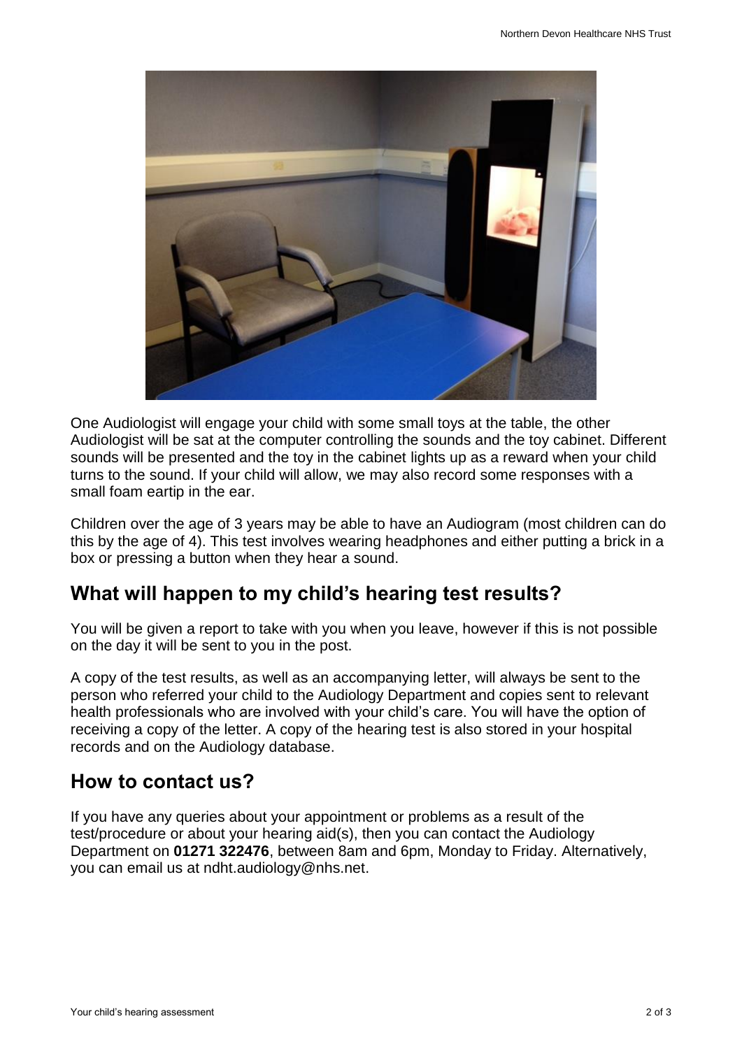One Audiologist will engage your child with some small toys at the table, the other Audiologist will be sat at the computer controlling the sounds and the toy cabinet. Different sounds will be presented and the toy in the cabinet lights up as a reward when your child turns to the sound. If your child will allow, we may also record some responses with a small foam eartip in the ear.

Children over the age of 3 years may be able to have an Audiogram (most children can do this by the age of 4). This test involves wearing headphones and either putting a brick in a box or pressing a button when they hear a sound.

## What will happen to my child's hearing test results?

You will be given a report to take with you when you leave, however if this is not possible on the day it will be sent to you in the post.

A copy of the test results, as well as an accompanying letter, will always be sent to the person who referred your child to the Audiology Department and copies sent to relevant health professionals who are involved with your child's care. You will have the option of receiving a copy of the letter. A copy of the hearing test is also stored in your hospital records and on the Audiology database.

## How to contact us?

If you have any queries about your appointment or problems as a result of the test/procedure or about your hearing aid(s), then you can contact the Audiology Department on **01271 322476**, between 8am and 6pm, Monday to Friday. Alternatively, you can email us at ndht.audiology@nhs.net.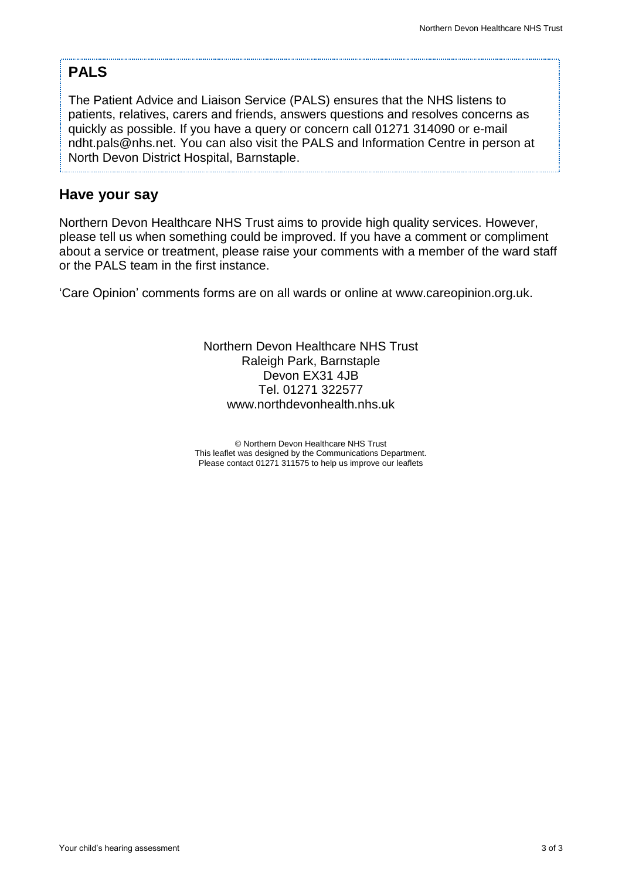## PALS

The Patient Advice and Liaison Service (PALS) ensures that the NHS listens to patients, relatives, carers and friends, answers questions and resolves concerns as quickly as possible. If you have a query or concern call 01271 314090 or e-mail ndht.pals@nhs.net. You can also visit the PALS and Information Centre in person at North Devon District Hospital, Barnstaple.

## Have your say

Northern Devon Healthcare NHS Trust aims to provide high quality services. However, please tell us when something could be improved. If you have a comment or compliment about a service or treatment, please raise your comments with a member of the ward staff or the PALS team in the first instance.

'Care Opinion' comments forms are on all wards or online at www.careopinion.org.uk.

Northern Devon Healthcare NHS Trust
Raleigh Park, Barnstaple
Devon EX31 4JB
Tel. 01271 322577
www.northdevonhealth.nhs.uk

© Northern Devon Healthcare NHS Trust
This leaflet was designed by the Communications Department.
Please contact 01271 311575 to help us improve our leaflets